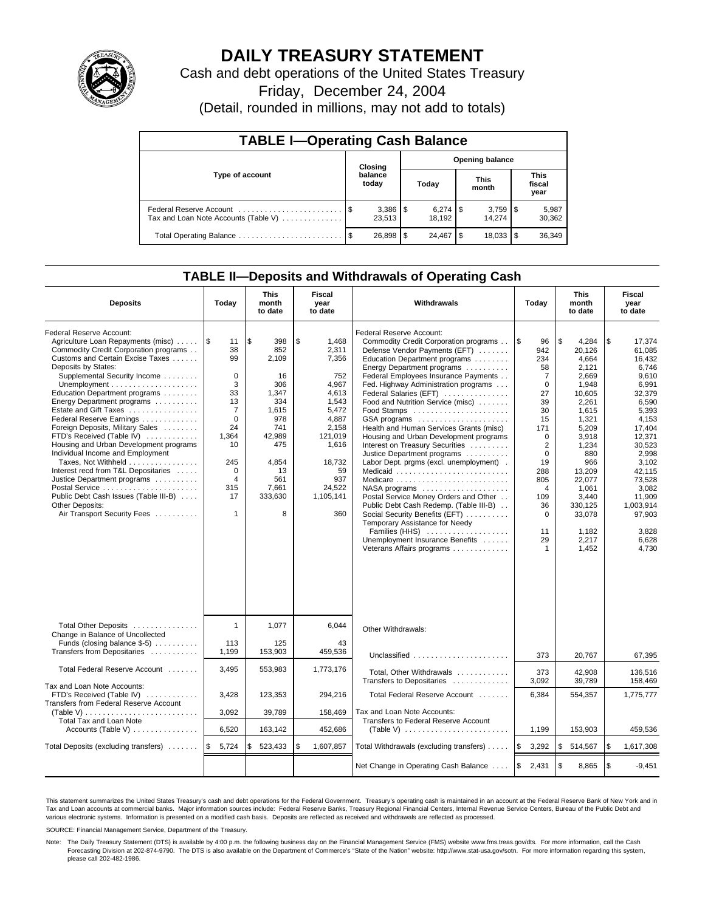# DAILY TREASURY STATEMENT

Cash and debt operations of the United States Treasury

Friday, December 24, 2004

(Detail, rounded in millions, may not add to totals)

## TABLE I—Operating Cash Balance

| Type of account | Closing balance today | Opening balance Today | Opening balance This month | Opening balance This fiscal year |
|---|---|---|---|---|
| Federal Reserve Account | $ 3,386 | $ 6,274 | $ 3,759 | $ 5,987 |
| Tax and Loan Note Accounts (Table V) | 23,513 | 18,192 | 14,274 | 30,362 |
| Total Operating Balance | $ 26,898 | $ 24,467 | $ 18,033 | $ 36,349 |

## TABLE II—Deposits and Withdrawals of Operating Cash

| Deposits | Today | This month to date | Fiscal year to date | Withdrawals | Today | This month to date | Fiscal year to date |
|---|---|---|---|---|---|---|---|
| Federal Reserve Account: | | | | Federal Reserve Account: | | | |
| Agriculture Loan Repayments (misc) | $ 11 | $ 398 | $ 1,468 | Commodity Credit Corporation programs | $ 96 | $ 4,284 | $ 17,374 |
| Commodity Credit Corporation programs | 38 | 852 | 2,311 | Defense Vendor Payments (EFT) | 942 | 20,126 | 61,085 |
| Customs and Certain Excise Taxes | 99 | 2,109 | 7,356 | Education Department programs | 234 | 4,664 | 16,432 |
| Deposits by States: | | | | Energy Department programs | 58 | 2,121 | 6,746 |
| Supplemental Security Income | 0 | 16 | 752 | Federal Employees Insurance Payments | 7 | 2,669 | 9,610 |
| Unemployment | 3 | 306 | 4,967 | Fed. Highway Administration programs | 0 | 1,948 | 6,991 |
| Education Department programs | 33 | 1,347 | 4,613 | Federal Salaries (EFT) | 27 | 10,605 | 32,379 |
| Energy Department programs | 13 | 334 | 1,543 | Food and Nutrition Service (misc) | 39 | 2,261 | 6,590 |
| Estate and Gift Taxes | 7 | 1,615 | 5,472 | Food Stamps | 30 | 1,615 | 5,393 |
| Federal Reserve Earnings | 0 | 978 | 4,887 | GSA programs | 15 | 1,321 | 4,153 |
| Foreign Deposits, Military Sales | 24 | 741 | 2,158 | Health and Human Services Grants (misc) | 171 | 5,209 | 17,404 |
| FTD's Received (Table IV) | 1,364 | 42,989 | 121,019 | Housing and Urban Development programs | 0 | 3,918 | 12,371 |
| Housing and Urban Development programs | 10 | 475 | 1,616 | Interest on Treasury Securities | 2 | 1,234 | 30,523 |
| Individual Income and Employment | | | | Justice Department programs | 0 | 880 | 2,998 |
| Taxes, Not Withheld | 245 | 4,854 | 18,732 | Labor Dept. prgms (excl. unemployment) | 19 | 966 | 3,102 |
| Interest recd from T&L Depositaries | 0 | 13 | 59 | Medicaid | 288 | 13,209 | 42,115 |
| Justice Department programs | 4 | 561 | 937 | Medicare | 805 | 22,077 | 73,528 |
| Postal Service | 315 | 7,661 | 24,522 | NASA programs | 4 | 1,061 | 3,082 |
| Public Debt Cash Issues (Table III-B) | 17 | 333,630 | 1,105,141 | Postal Service Money Orders and Other | 109 | 3,440 | 11,909 |
| Other Deposits: | | | | Public Debt Cash Redemp. (Table III-B) | 36 | 330,125 | 1,003,914 |
| Air Transport Security Fees | 1 | 8 | 360 | Social Security Benefits (EFT) | 0 | 33,078 | 97,903 |
| | | | | Temporary Assistance for Needy Families (HHS) | 11 | 1,182 | 3,828 |
| | | | | Unemployment Insurance Benefits | 29 | 2,217 | 6,628 |
| | | | | Veterans Affairs programs | 1 | 1,452 | 4,730 |
| Total Other Deposits | 1 | 1,077 | 6,044 | Other Withdrawals: | | | |
| Change in Balance of Uncollected Funds (closing balance $-5) | 113 | 125 | 43 | | | | |
| Transfers from Depositaries | 1,199 | 153,903 | 459,536 | Unclassified | 373 | 20,767 | 67,395 |
| Total Federal Reserve Account | 3,495 | 553,983 | 1,773,176 | Total, Other Withdrawals | 373 | 42,908 | 136,516 |
| | | | | Transfers to Depositaries | 3,092 | 39,789 | 158,469 |
| Tax and Loan Note Accounts: | | | | | | | |
| FTD's Received (Table IV) | 3,428 | 123,353 | 294,216 | Total Federal Reserve Account | 6,384 | 554,357 | 1,775,777 |
| Transfers from Federal Reserve Account (Table V) | 3,092 | 39,789 | 158,469 | Tax and Loan Note Accounts: | | | |
| Total Tax and Loan Note Accounts (Table V) | 6,520 | 163,142 | 452,686 | Transfers to Federal Reserve Account (Table V) | 1,199 | 153,903 | 459,536 |
| Total Deposits (excluding transfers) | $ 5,724 | $ 523,433 | $ 1,607,857 | Total Withdrawals (excluding transfers) | $ 3,292 | $ 514,567 | $ 1,617,308 |
| | | | | Net Change in Operating Cash Balance | $ 2,431 | $ 8,865 | $ -9,451 |

This statement summarizes the United States Treasury's cash and debt operations for the Federal Government. Treasury's operating cash is maintained in an account at the Federal Reserve Bank of New York and in Tax and Loan accounts at commercial banks. Major information sources include: Federal Reserve Banks, Treasury Regional Financial Centers, Internal Revenue Service Centers, Bureau of the Public Debt and various electronic systems. Information is presented on a modified cash basis. Deposits are reflected as received and withdrawals are reflected as processed.

SOURCE: Financial Management Service, Department of the Treasury.

Note: The Daily Treasury Statement (DTS) is available by 4:00 p.m. the following business day on the Financial Management Service (FMS) website www.fms.treas.gov/dts. For more information, call the Cash Forecasting Division at 202-874-9790. The DTS is also available on the Department of Commerce's "State of the Nation" website: http://www.stat-usa.gov/sotn. For more information regarding this system, please call 202-482-1986.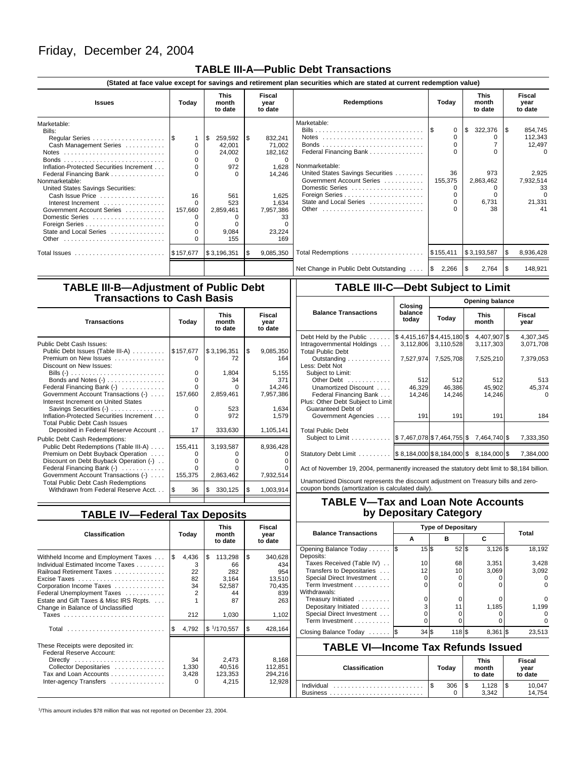# Friday, December 24, 2004

## TABLE III-A—Public Debt Transactions

(Stated at face value except for savings and retirement plan securities which are stated at current redemption value)

| Issues | Today | This month to date | Fiscal year to date |
|---|---|---|---|
| Marketable: | | | |
| Bills: | | | |
| Regular Series | $ 1 | $ 259,592 | $ 832,241 |
| Cash Management Series | 0 | 42,001 | 71,002 |
| Notes | 0 | 24,002 | 182,162 |
| Bonds | 0 | 0 | 0 |
| Inflation-Protected Securities Increment | 0 | 972 | 1,628 |
| Federal Financing Bank | 0 | 0 | 14,246 |
| Nonmarketable: | | | |
| United States Savings Securities: | | | |
| Cash Issue Price | 16 | 561 | 1,625 |
| Interest Increment | 0 | 523 | 1,634 |
| Government Account Series | 157,660 | 2,859,461 | 7,957,386 |
| Domestic Series | 0 | 0 | 33 |
| Foreign Series | 0 | 0 | 0 |
| State and Local Series | 0 | 9,084 | 23,224 |
| Other | 0 | 155 | 169 |
| Total Issues | $157,677 | $3,196,351 | $ 9,085,350 |

| Redemptions | Today | This month to date | Fiscal year to date |
|---|---|---|---|
| Marketable: | | | |
| Bills | $ 0 | $ 322,376 | $ 854,745 |
| Notes | 0 | 0 | 112,343 |
| Bonds | 0 | 7 | 12,497 |
| Federal Financing Bank | 0 | 0 | 0 |
| Nonmarketable: | | | |
| United States Savings Securities | 36 | 973 | 2,925 |
| Government Account Series | 155,375 | 2,863,462 | 7,932,514 |
| Domestic Series | 0 | 0 | 33 |
| Foreign Series | 0 | 0 | 0 |
| State and Local Series | 0 | 6,731 | 21,331 |
| Other | 0 | 38 | 41 |
| Total Redemptions | $155,411 | $3,193,587 | $ 8,936,428 |
| Net Change in Public Debt Outstanding | $ 2,266 | $ 2,764 | $ 148,921 |

## TABLE III-B—Adjustment of Public Debt Transactions to Cash Basis

| Transactions | Today | This month to date | Fiscal year to date |
|---|---|---|---|
| Public Debt Cash Issues: | | | |
| Public Debt Issues (Table III-A) | $157,677 | $3,196,351 | $ 9,085,350 |
| Premium on New Issues | 0 | 72 | 164 |
| Discount on New Issues: | | | |
| Bills (-) | 0 | 1,804 | 5,155 |
| Bonds and Notes (-) | 0 | 34 | 371 |
| Federal Financing Bank (-) | 0 | 0 | 14,246 |
| Government Account Transactions (-) | 157,660 | 2,859,461 | 7,957,386 |
| Interest Increment on United States Savings Securities (-) | 0 | 523 | 1,634 |
| Inflation-Protected Securities Increment | 0 | 972 | 1,579 |
| Total Public Debt Cash Issues Deposited in Federal Reserve Account | 17 | 333,630 | 1,105,141 |
| Public Debt Cash Redemptions: | | | |
| Public Debt Redemptions (Table III-A) | 155,411 | 3,193,587 | 8,936,428 |
| Premium on Debt Buyback Operation | 0 | 0 | 0 |
| Discount on Debt Buyback Operation (-) | 0 | 0 | 0 |
| Federal Financing Bank (-) | 0 | 0 | 0 |
| Government Account Transactions (-) | 155,375 | 2,863,462 | 7,932,514 |
| Total Public Debt Cash Redemptions Withdrawn from Federal Reserve Acct. | $ 36 | $ 330,125 | $ 1,003,914 |

## TABLE III-C—Debt Subject to Limit

| Balance Transactions | Closing balance today | Opening balance Today | Opening balance This month | Opening balance Fiscal year |
|---|---|---|---|---|
| Debt Held by the Public | $ 4,415,167 | $ 4,415,180 | $ 4,407,907 | $ 4,307,345 |
| Intragovernmental Holdings | 3,112,806 | 3,110,528 | 3,117,303 | 3,071,708 |
| Total Public Debt Outstanding | 7,527,974 | 7,525,708 | 7,525,210 | 7,379,053 |
| Less: Debt Not Subject to Limit: | | | | |
| Other Debt | 512 | 512 | 512 | 513 |
| Unamortized Discount | 46,329 | 46,386 | 45,902 | 45,374 |
| Federal Financing Bank | 14,246 | 14,246 | 14,246 | 0 |
| Plus: Other Debt Subject to Limit Guaranteed Debt of Government Agencies | 191 | 191 | 191 | 184 |
| Total Public Debt Subject to Limit | $ 7,467,078 | $ 7,464,755 | $ 7,464,740 | $ 7,333,350 |
| Statutory Debt Limit | $ 8,184,000 | $ 8,184,000 | $ 8,184,000 | $ 7,384,000 |

Act of November 19, 2004, permanently increased the statutory debt limit to $8,184 billion.

Unamortized Discount represents the discount adjustment on Treasury bills and zero-coupon bonds (amortization is calculated daily).

## TABLE IV—Federal Tax Deposits

| Classification | Today | This month to date | Fiscal year to date |
|---|---|---|---|
| Withheld Income and Employment Taxes | $ 4,436 | $ 113,298 | $ 340,628 |
| Individual Estimated Income Taxes | 3 | 66 | 434 |
| Railroad Retirement Taxes | 22 | 282 | 954 |
| Excise Taxes | 82 | 3,164 | 13,510 |
| Corporation Income Taxes | 34 | 52,587 | 70,435 |
| Federal Unemployment Taxes | 2 | 44 | 839 |
| Estate and Gift Taxes & Misc IRS Rcpts. | 1 | 87 | 263 |
| Change in Balance of Unclassified Taxes | 212 | 1,030 | 1,102 |
| Total | $ 4,792 | $ [1]170,557 | $ 428,164 |
| These Receipts were deposited in: | | | |
| Federal Reserve Account: | | | |
| Directly | 34 | 2,473 | 8,168 |
| Collector Depositaries | 1,330 | 40,516 | 112,851 |
| Tax and Loan Accounts | 3,428 | 123,353 | 294,216 |
| Inter-agency Transfers | 0 | 4,215 | 12,928 |

## TABLE V—Tax and Loan Note Accounts by Depositary Category

| Balance Transactions | Type of Depositary A | B | C | Total |
|---|---|---|---|---|
| Opening Balance Today | $ 15 | $ 52 | $ 3,126 | $ 18,192 |
| Deposits: | | | | |
| Taxes Received (Table IV) | 10 | 68 | 3,351 | 3,428 |
| Transfers to Depositaries | 12 | 10 | 3,069 | 3,092 |
| Special Direct Investment | 0 | 0 | 0 | 0 |
| Term Investment | 0 | 0 | 0 | 0 |
| Withdrawals: | | | | |
| Treasury Initiated | 0 | 0 | 0 | 0 |
| Depositary Initiated | 3 | 11 | 1,185 | 1,199 |
| Special Direct Investment | 0 | 0 | 0 | 0 |
| Term Investment | 0 | 0 | 0 | 0 |
| Closing Balance Today | $ 34 | $ 118 | $ 8,361 | $ 23,513 |

## TABLE VI—Income Tax Refunds Issued

| Classification | Today | This month to date | Fiscal year to date |
|---|---|---|---|
| Individual | $ 306 | $ 1,128 | $ 10,047 |
| Business | 0 | 3,342 | 14,754 |

[1]This amount includes $78 million that was not reported on December 23, 2004.